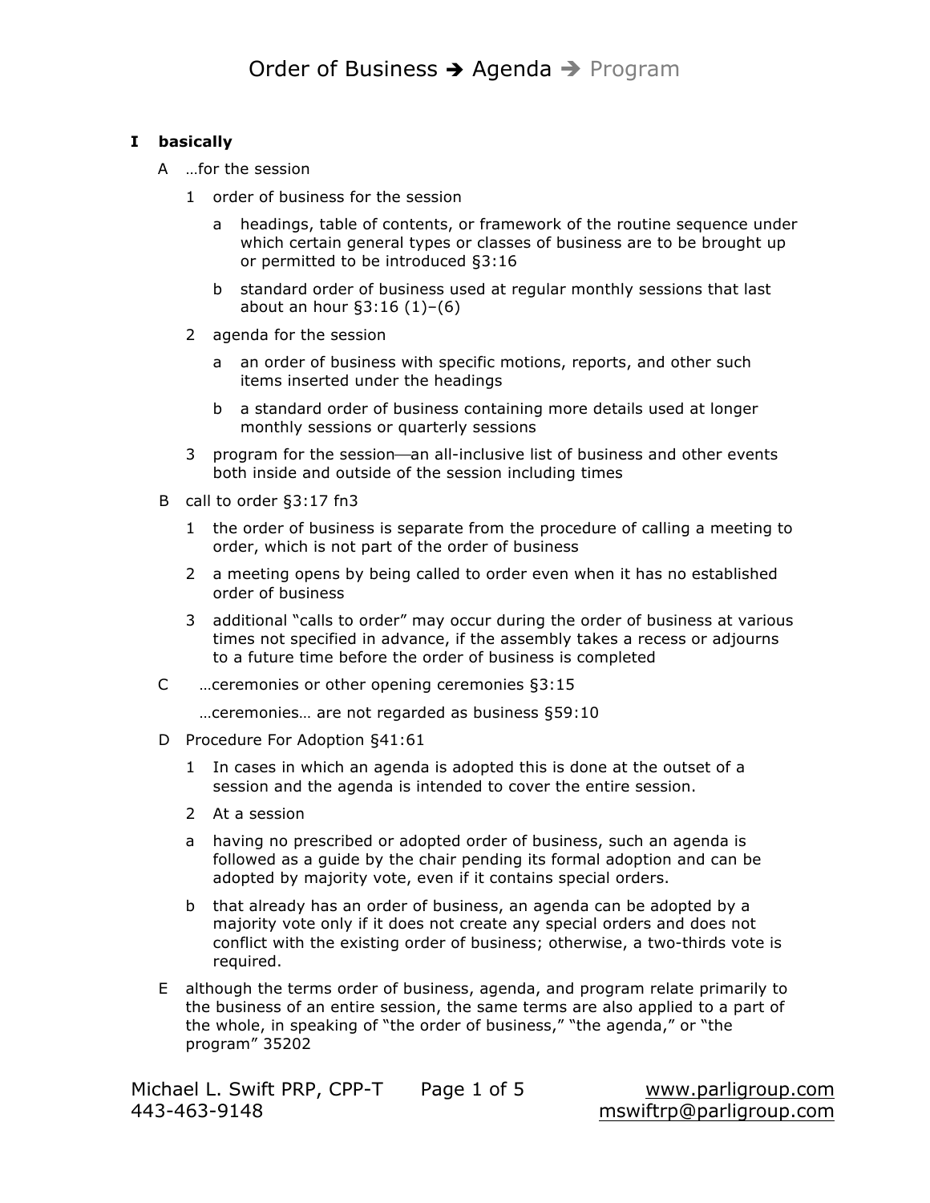# Order of Business ➔ Agenda ➔ Program

**I basically**

A …for the session

1. order of business for the session

   a. headings, table of contents, or framework of the routine sequence under which certain general types or classes of business are to be brought up or permitted to be introduced §3:16

   b. standard order of business used at regular monthly sessions that last about an hour §3:16 (1)–(6)

2. agenda for the session

   a. an order of business with specific motions, reports, and other such items inserted under the headings

   b. a standard order of business containing more details used at longer monthly sessions or quarterly sessions

3. program for the session—an all-inclusive list of business and other events both inside and outside of the session including times

B call to order §3:17 fn3

1. the order of business is separate from the procedure of calling a meeting to order, which is not part of the order of business

2. a meeting opens by being called to order even when it has no established order of business

3. additional "calls to order" may occur during the order of business at various times not specified in advance, if the assembly takes a recess or adjourns to a future time before the order of business is completed

C …ceremonies or other opening ceremonies §3:15

…ceremonies… are not regarded as business §59:10

D Procedure For Adoption §41:61

1. In cases in which an agenda is adopted this is done at the outset of a session and the agenda is intended to cover the entire session.

2. At a session

   a. having no prescribed or adopted order of business, such an agenda is followed as a guide by the chair pending its formal adoption and can be adopted by majority vote, even if it contains special orders.

   b. that already has an order of business, an agenda can be adopted by a majority vote only if it does not create any special orders and does not conflict with the existing order of business; otherwise, a two-thirds vote is required.

E although the terms order of business, agenda, and program relate primarily to the business of an entire session, the same terms are also applied to a part of the whole, in speaking of "the order of business," "the agenda," or "the program" 35202

Michael L. Swift PRP, CPP-T
443-463-9148
www.parligroup.com
mswiftrp@parligroup.com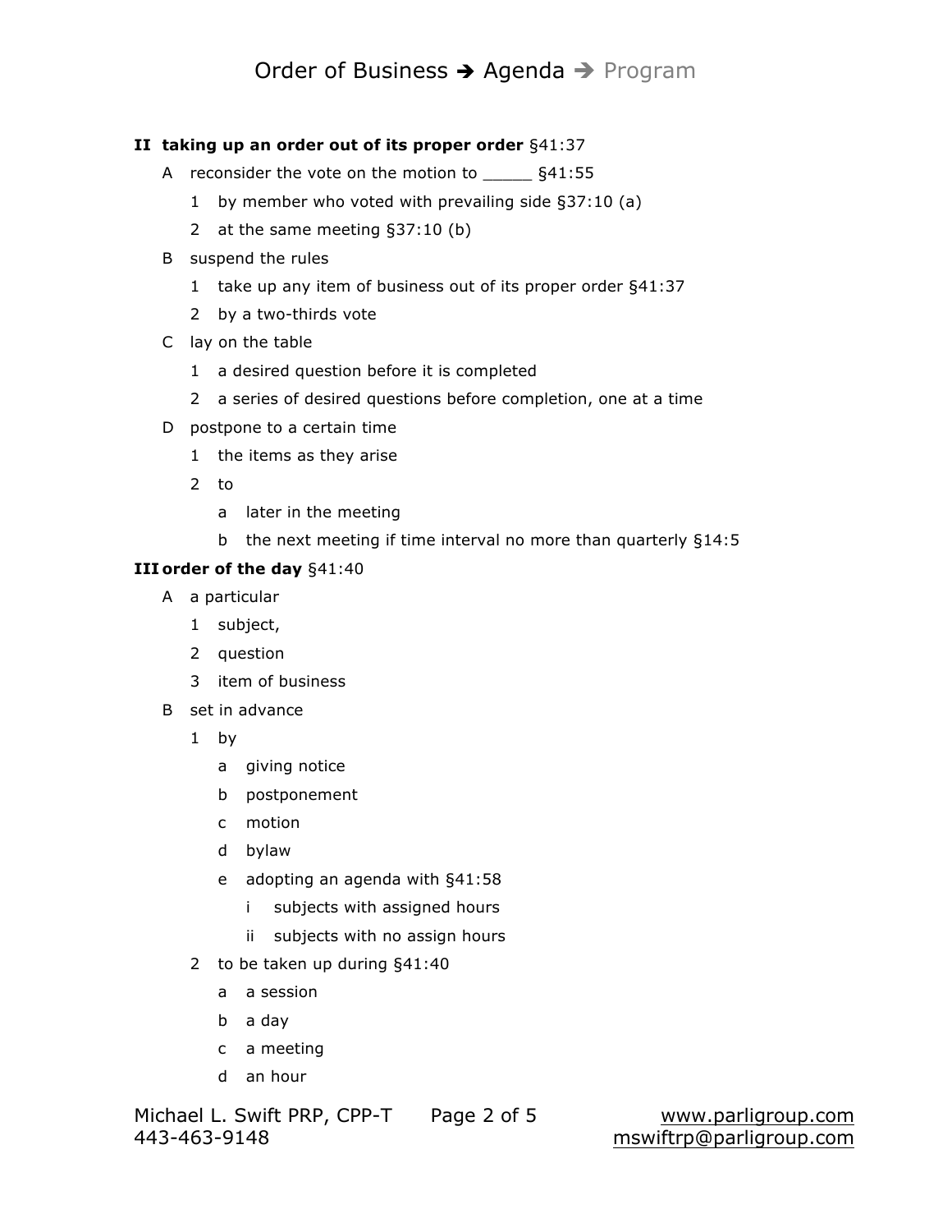# Order of Business ➔ Agenda ➔ Program

**II taking up an order out of its proper order** §41:37

- A reconsider the vote on the motion to _____ §41:55
  - 1 by member who voted with prevailing side §37:10 (a)
  - 2 at the same meeting §37:10 (b)
- B suspend the rules
  - 1 take up any item of business out of its proper order §41:37
  - 2 by a two-thirds vote
- C lay on the table
  - 1 a desired question before it is completed
  - 2 a series of desired questions before completion, one at a time
- D postpone to a certain time
  - 1 the items as they arise
  - 2 to
    - a later in the meeting
    - b the next meeting if time interval no more than quarterly §14:5

**III order of the day** §41:40

- A a particular
  - 1 subject,
  - 2 question
  - 3 item of business
- B set in advance
  - 1 by
    - a giving notice
    - b postponement
    - c motion
    - d bylaw
    - e adopting an agenda with §41:58
      - i subjects with assigned hours
      - ii subjects with no assign hours
  - 2 to be taken up during §41:40
    - a a session
    - b a day
    - c a meeting
    - d an hour

Michael L. Swift PRP, CPP-T
443-463-9148

www.parligroup.com
mswiftrp@parligroup.com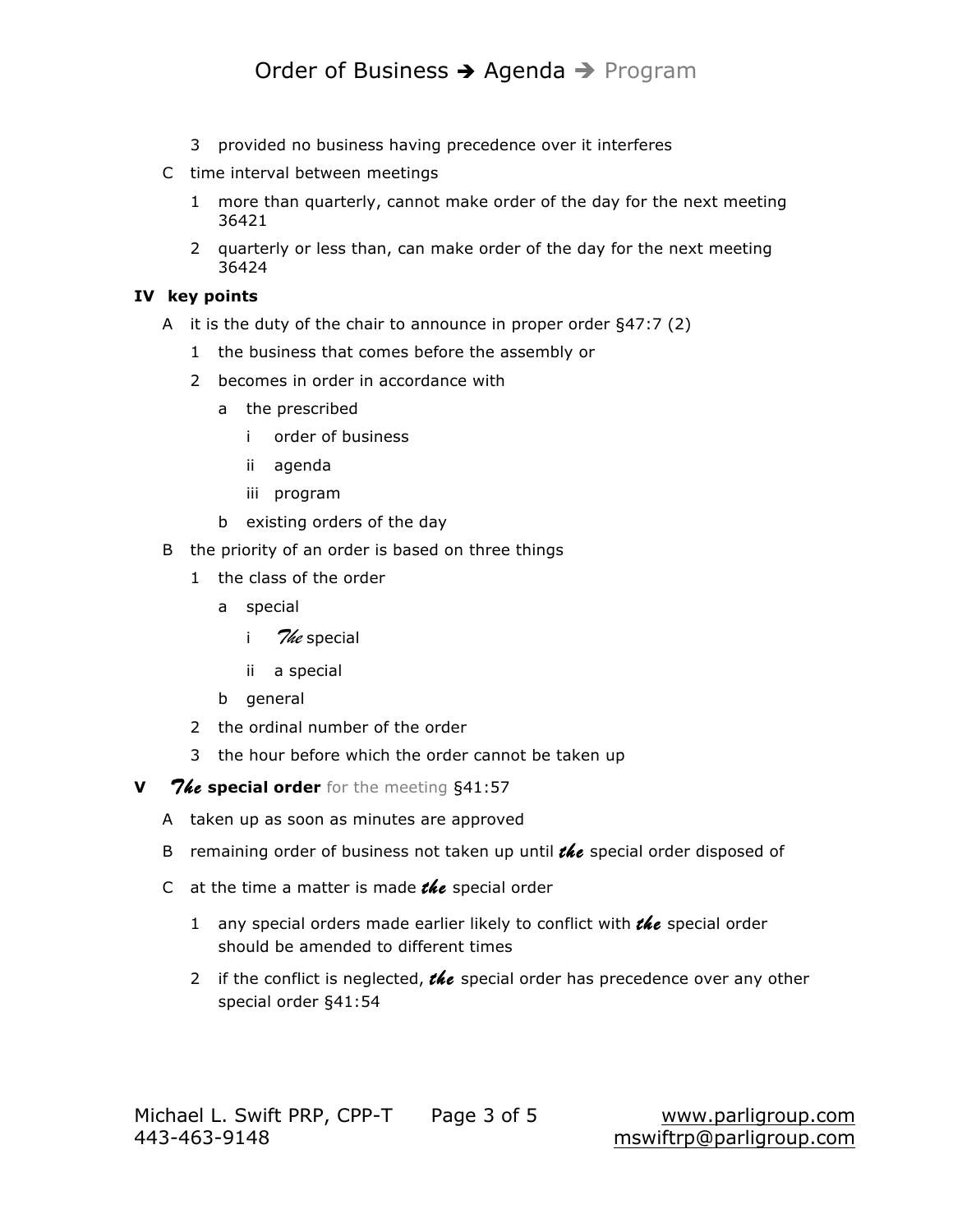3 provided no business having precedence over it interferes

C time interval between meetings

1 more than quarterly, cannot make order of the day for the next meeting 36421

2 quarterly or less than, can make order of the day for the next meeting 36424

**IV key points**

A it is the duty of the chair to announce in proper order §47:7 (2)

1 the business that comes before the assembly or

2 becomes in order in accordance with

a the prescribed

i order of business

ii agenda

iii program

b existing orders of the day

B the priority of an order is based on three things

1 the class of the order

a special

i *The* special

ii a special

b general

2 the ordinal number of the order

3 the hour before which the order cannot be taken up

**V *The* special order** for the meeting §41:57

A taken up as soon as minutes are approved

B remaining order of business not taken up until ***the*** special order disposed of

C at the time a matter is made ***the*** special order

1 any special orders made earlier likely to conflict with ***the*** special order should be amended to different times

2 if the conflict is neglected, ***the*** special order has precedence over any other special order §41:54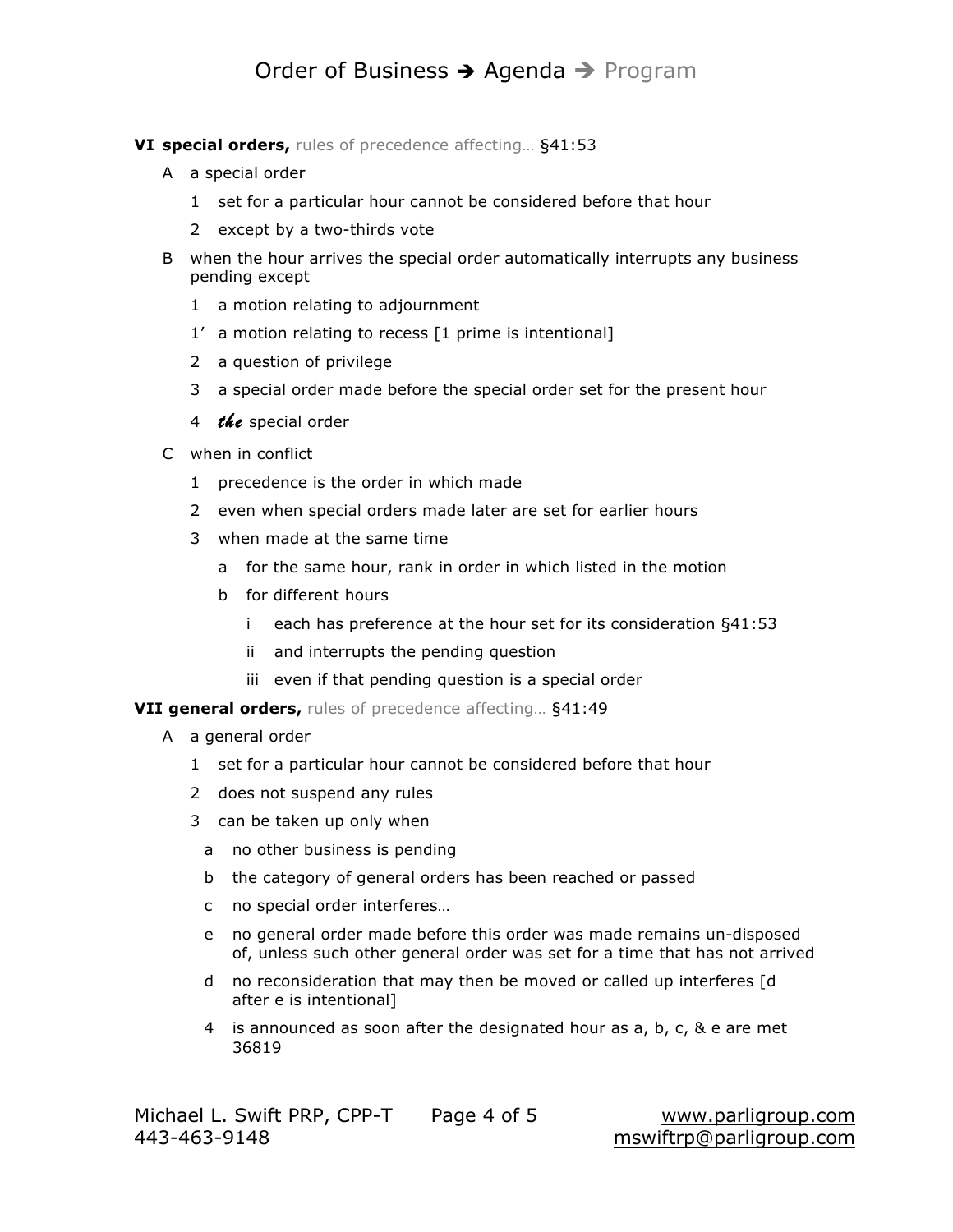# Order of Business ➔ Agenda ➔ Program

**VI special orders,** rules of precedence affecting… §41:53

- A a special order
  - 1 set for a particular hour cannot be considered before that hour
  - 2 except by a two-thirds vote
- B when the hour arrives the special order automatically interrupts any business pending except
  - 1 a motion relating to adjournment
  - 1’ a motion relating to recess [1 prime is intentional]
  - 2 a question of privilege
  - 3 a special order made before the special order set for the present hour
  - 4 ***the*** special order
- C when in conflict
  - 1 precedence is the order in which made
  - 2 even when special orders made later are set for earlier hours
  - 3 when made at the same time
    - a for the same hour, rank in order in which listed in the motion
    - b for different hours
      - i each has preference at the hour set for its consideration §41:53
      - ii and interrupts the pending question
      - iii even if that pending question is a special order

**VII general orders,** rules of precedence affecting… §41:49

- A a general order
  - 1 set for a particular hour cannot be considered before that hour
  - 2 does not suspend any rules
  - 3 can be taken up only when
    - a no other business is pending
    - b the category of general orders has been reached or passed
    - c no special order interferes…
    - e no general order made before this order was made remains un-disposed of, unless such other general order was set for a time that has not arrived
    - d no reconsideration that may then be moved or called up interferes [d after e is intentional]
  - 4 is announced as soon after the designated hour as a, b, c, & e are met 36819

Michael L. Swift PRP, CPP-T
443-463-9148

www.parligroup.com
mswiftrp@parligroup.com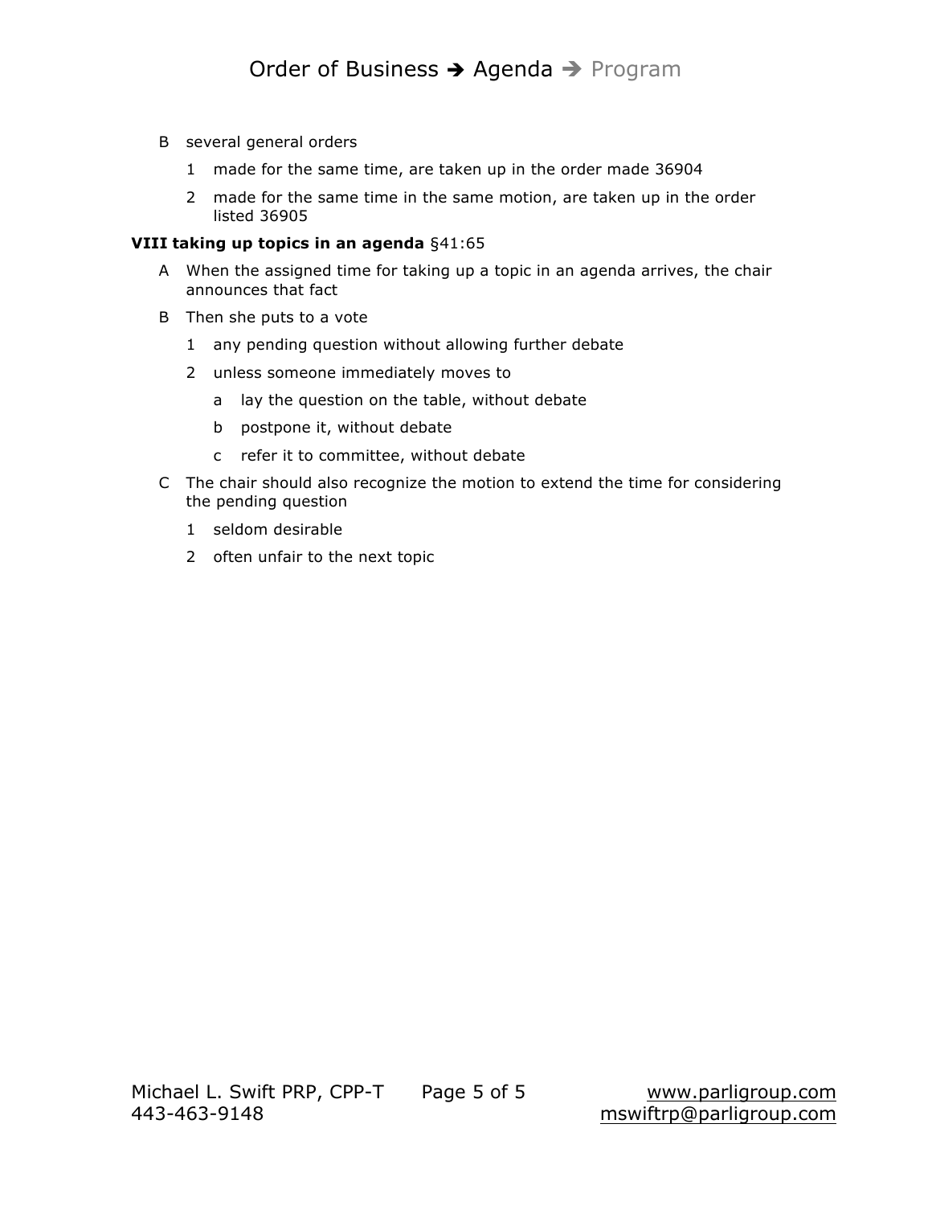- B several general orders
  - 1 made for the same time, are taken up in the order made 36904
  - 2 made for the same time in the same motion, are taken up in the order listed 36905

**VIII taking up topics in an agenda** §41:65

- A When the assigned time for taking up a topic in an agenda arrives, the chair announces that fact
- B Then she puts to a vote
  - 1 any pending question without allowing further debate
  - 2 unless someone immediately moves to
    - a lay the question on the table, without debate
    - b postpone it, without debate
    - c refer it to committee, without debate
- C The chair should also recognize the motion to extend the time for considering the pending question
  - 1 seldom desirable
  - 2 often unfair to the next topic